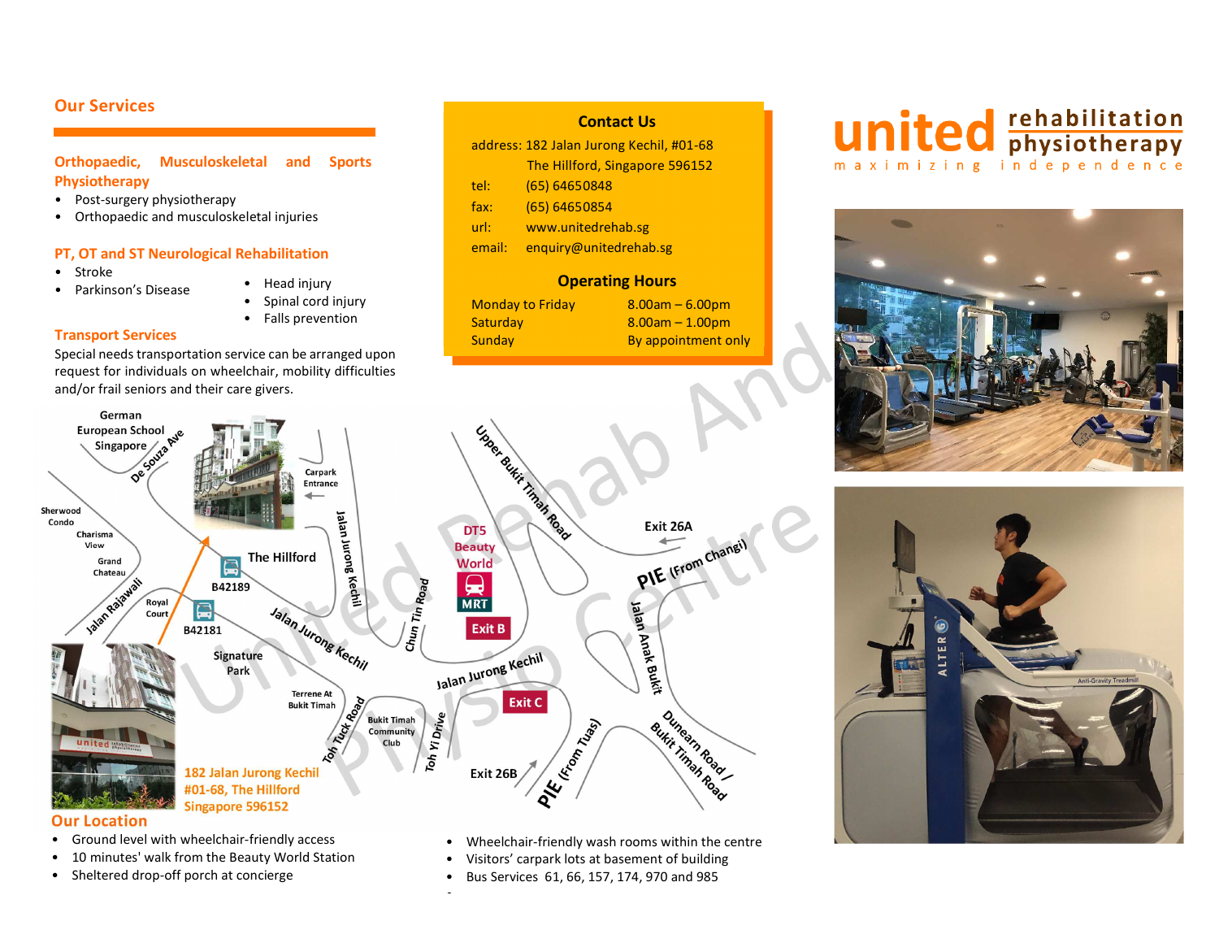## Our Services

### Orthopaedic, Musculoskeletal and Sports Physiotherapy

- Post-surgery physiotherapy
- Orthopaedic and musculoskeletal injuries

### PT, OT and ST Neurological Rehabilitation

- Stroke
- Parkinson's Disease
- Head injury
- Spinal cord injury
- Falls prevention

### Transport Services

Special needs transportation service can be arranged upon request for individuals on wheelchair, mobility difficulties and/or frail seniors and their care givers.

## Contact Us

address: 182 Jalan Jurong Kechil, #01-68
The Hillford, Singapore 596152
tel: (65) 64650848
fax: (65) 64650854
url: www.unitedrehab.sg
email: enquiry@unitedrehab.sg

## Operating Hours

| | |
|---|---|
| Monday to Friday | 8.00am – 6.00pm |
| Saturday | 8.00am – 1.00pm |
| Sunday | By appointment only |

**united** rehabilitation physiotherapy
maximizing independence

182 Jalan Jurong Kechil
#01-68, The Hillford
Singapore 596152

## Our Location

- Ground level with wheelchair-friendly access
- 10 minutes' walk from the Beauty World Station
- Sheltered drop-off porch at concierge
- Wheelchair-friendly wash rooms within the centre
- Visitors' carpark lots at basement of building
- Bus Services 61, 66, 157, 174, 970 and 985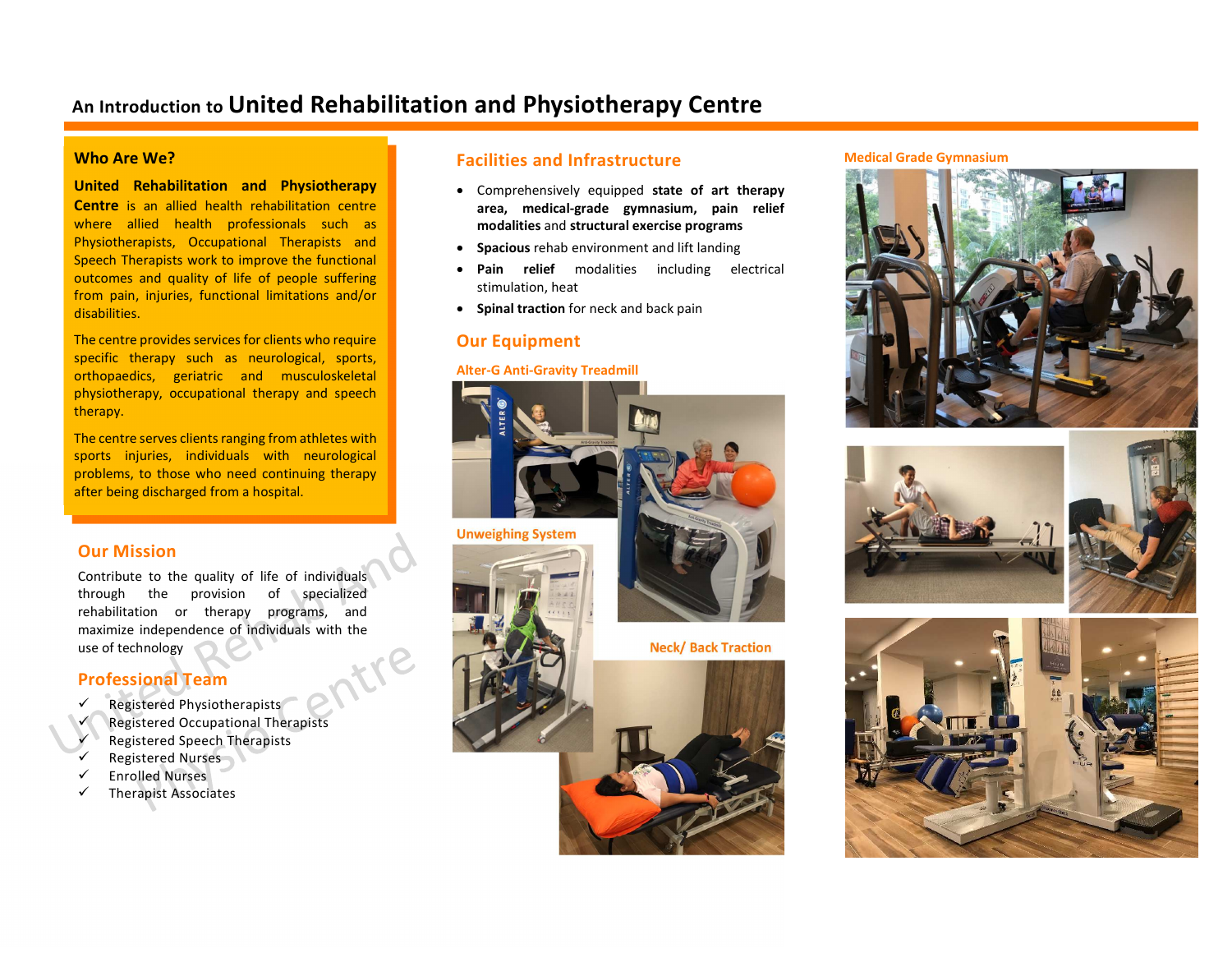# An Introduction to United Rehabilitation and Physiotherapy Centre

## Who Are We?

**United Rehabilitation and Physiotherapy Centre** is an allied health rehabilitation centre where allied health professionals such as Physiotherapists, Occupational Therapists and Speech Therapists work to improve the functional outcomes and quality of life of people suffering from pain, injuries, functional limitations and/or disabilities.

The centre provides services for clients who require specific therapy such as neurological, sports, orthopaedics, geriatric and musculoskeletal physiotherapy, occupational therapy and speech therapy.

The centre serves clients ranging from athletes with sports injuries, individuals with neurological problems, to those who need continuing therapy after being discharged from a hospital.

## Our Mission

Contribute to the quality of life of individuals through the provision of specialized rehabilitation or therapy programs, and maximize independence of individuals with the use of technology

## Professional Team

- ✓ Registered Physiotherapists
- ✓ Registered Occupational Therapists
- ✓ Registered Speech Therapists
- ✓ Registered Nurses
- ✓ Enrolled Nurses
- ✓ Therapist Associates

## Facilities and Infrastructure

- Comprehensively equipped **state of art therapy area, medical-grade gymnasium, pain relief modalities** and **structural exercise programs**
- **Spacious** rehab environment and lift landing
- **Pain relief** modalities including electrical stimulation, heat
- **Spinal traction** for neck and back pain

## Our Equipment

### Alter-G Anti-Gravity Treadmill

### Unweighing System

### Neck/ Back Traction

### Medical Grade Gymnasium